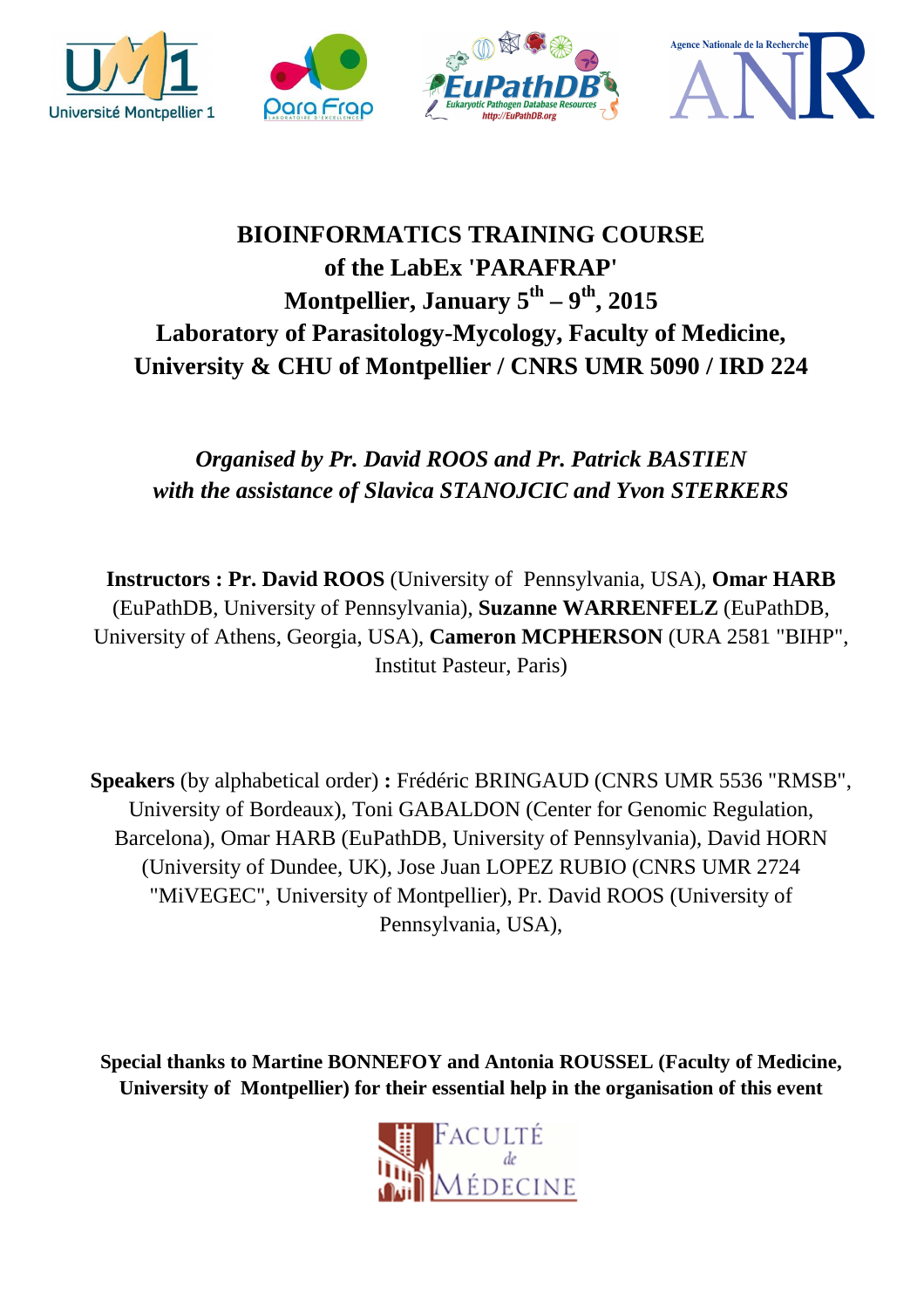# BIOINFORMATICS TRAINING COURSE
# of the LabEx 'PARAFRAP'
# Montpellier, January 5th – 9th, 2015
# Laboratory of Parasitology-Mycology, Faculty of Medicine, University & CHU of Montpellier / CNRS UMR 5090 / IRD 224

*Organised by Pr. David ROOS and Pr. Patrick BASTIEN with the assistance of Slavica STANOJCIC and Yvon STERKERS*

**Instructors : Pr. David ROOS** (University of Pennsylvania, USA), **Omar HARB** (EuPathDB, University of Pennsylvania), **Suzanne WARRENFELZ** (EuPathDB, University of Athens, Georgia, USA), **Cameron MCPHERSON** (URA 2581 "BIHP", Institut Pasteur, Paris)

**Speakers** (by alphabetical order) **:** Frédéric BRINGAUD (CNRS UMR 5536 "RMSB", University of Bordeaux), Toni GABALDON (Center for Genomic Regulation, Barcelona), Omar HARB (EuPathDB, University of Pennsylvania), David HORN (University of Dundee, UK), Jose Juan LOPEZ RUBIO (CNRS UMR 2724 "MiVEGEC", University of Montpellier), Pr. David ROOS (University of Pennsylvania, USA),

**Special thanks to Martine BONNEFOY and Antonia ROUSSEL (Faculty of Medicine, University of Montpellier) for their essential help in the organisation of this event**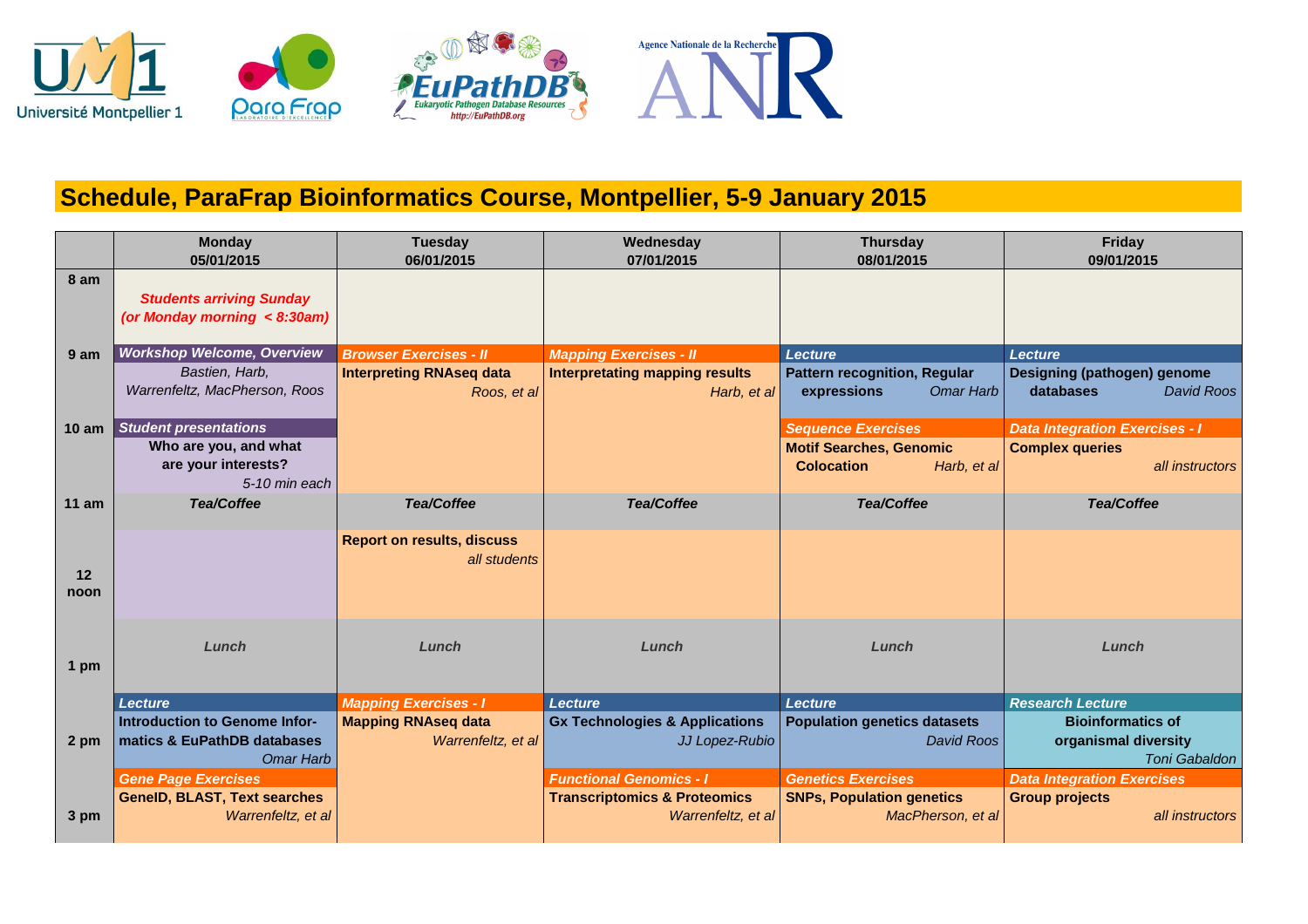Université Montpellier 1 | ParaFrap Laboratoire d'Excellence | EuPathDB Eukaryotic Pathogen Database Resources http://EuPathDB.org | Agence Nationale de la Recherche ANR

## Schedule, ParaFrap Bioinformatics Course, Montpellier, 5-9 January 2015

| | Monday 05/01/2015 | Tuesday 06/01/2015 | Wednesday 07/01/2015 | Thursday 08/01/2015 | Friday 09/01/2015 |
|---|---|---|---|---|---|
| 8 am | *Students arriving Sunday (or Monday morning < 8:30am)* | | | | |
| 9 am | *Workshop Welcome, Overview* Bastien, Harb, Warrenfeltz, MacPherson, Roos | *Browser Exercises - II* **Interpreting RNAseq data** *Roos, et al* | *Mapping Exercises - II* **Interpretating mapping results** *Harb, et al* | *Lecture* **Pattern recognition, Regular expressions** *Omar Harb* | *Lecture* **Designing (pathogen) genome databases** *David Roos* |
| 10 am | *Student presentations* **Who are you, and what are your interests?** *5-10 min each* | | | *Sequence Exercises* **Motif Searches, Genomic Colocation** *Harb, et al* | *Data Integration Exercises - I* **Complex queries** *all instructors* |
| 11 am | *Tea/Coffee* | *Tea/Coffee* | *Tea/Coffee* | *Tea/Coffee* | *Tea/Coffee* |
| 12 noon | | **Report on results, discuss** *all students* | | | |
| 1 pm | *Lunch* | *Lunch* | *Lunch* | *Lunch* | *Lunch* |
| 2 pm | *Lecture* **Introduction to Genome Informatics & EuPathDB databases** *Omar Harb* | *Mapping Exercises - I* **Mapping RNAseq data** *Warrenfeltz, et al* | *Lecture* **Gx Technologies & Applications** *JJ Lopez-Rubio* | *Lecture* **Population genetics datasets** *David Roos* | *Research Lecture* **Bioinformatics of organismal diversity** *Toni Gabaldon* |
| 3 pm | *Gene Page Exercises* **GeneID, BLAST, Text searches** *Warrenfeltz, et al* | | *Functional Genomics - I* **Transcriptomics & Proteomics** *Warrenfeltz, et al* | *Genetics Exercises* **SNPs, Population genetics** *MacPherson, et al* | *Data Integration Exercises* **Group projects** *all instructors* |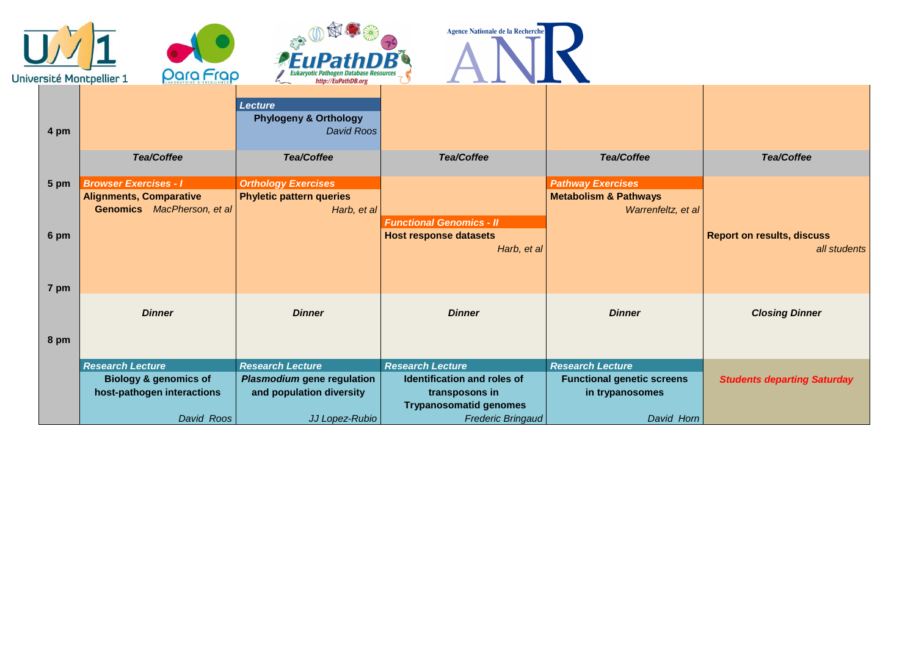| | | | | | |
|---|---|---|---|---|---|
| 4 pm | | ***Lecture*** **Phylogeny & Orthology** *David Roos* | | | |
| | ***Tea/Coffee*** | ***Tea/Coffee*** | ***Tea/Coffee*** | ***Tea/Coffee*** | ***Tea/Coffee*** |
| 5 pm | ***Browser Exercises - I*** **Alignments, Comparative Genomics** *MacPherson, et al* | ***Orthology Exercises*** **Phyletic pattern queries** *Harb, et al* | | ***Pathway Exercises*** **Metabolism & Pathways** *Warrenfeltz, et al* | |
| 6 pm | | | ***Functional Genomics - II*** **Host response datasets** *Harb, et al* | | **Report on results, discuss** *all students* |
| 7 pm | | | | | |
| | ***Dinner*** | ***Dinner*** | ***Dinner*** | ***Dinner*** | ***Closing Dinner*** |
| 8 pm | | | | | |
| | ***Research Lecture*** **Biology & genomics of host-pathogen interactions** *David Roos* | ***Research Lecture*** ***Plasmodium*** **gene regulation and population diversity** *JJ Lopez-Rubio* | ***Research Lecture*** **Identification and roles of transposons in Trypanosomatid genomes** *Frederic Bringaud* | ***Research Lecture*** **Functional genetic screens in trypanosomes** *David Horn* | ***Students departing Saturday*** |